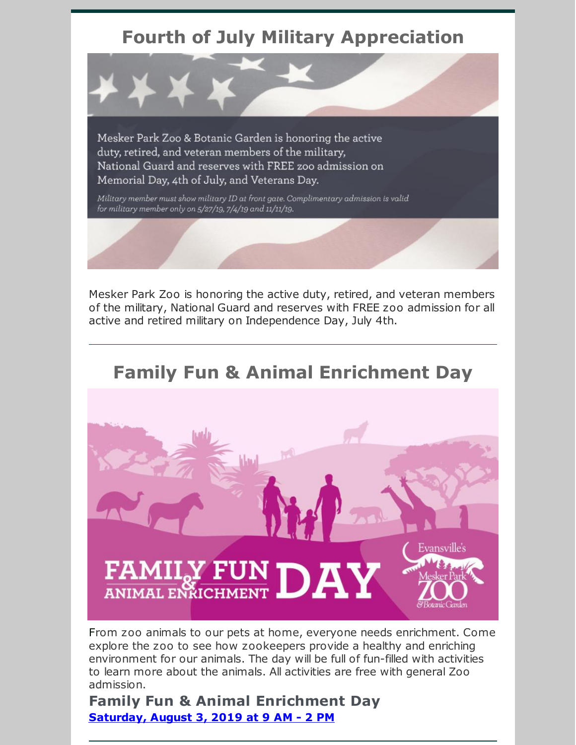# Fourth of July Military Appreciation

Mesker Park Zoo & Botanic Garden is honoring the active duty, retired, and veteran members of the military, National Guard and reserves with FREE zoo admission on Memorial Day, 4th of July, and Veterans Day.

*Military member must show military ID at front gate. Complimentary admission is valid for military member only on 5/27/19, 7/4/19 and 11/11/19.*

Mesker Park Zoo is honoring the active duty, retired, and veteran members of the military, National Guard and reserves with FREE zoo admission for all active and retired military on Independence Day, July 4th.

---

# Family Fun & Animal Enrichment Day

FAMILY FUN & ANIMAL ENRICHMENT DAY

Evansville's Mesker Park ZOO & Botanic Garden

From zoo animals to our pets at home, everyone needs enrichment. Come explore the zoo to see how zookeepers provide a healthy and enriching environment for our animals. The day will be full of fun-filled with activities to learn more about the animals. All activities are free with general Zoo admission.

### Family Fun & Animal Enrichment Day

**Saturday, August 3, 2019 at 9 AM - 2 PM**

---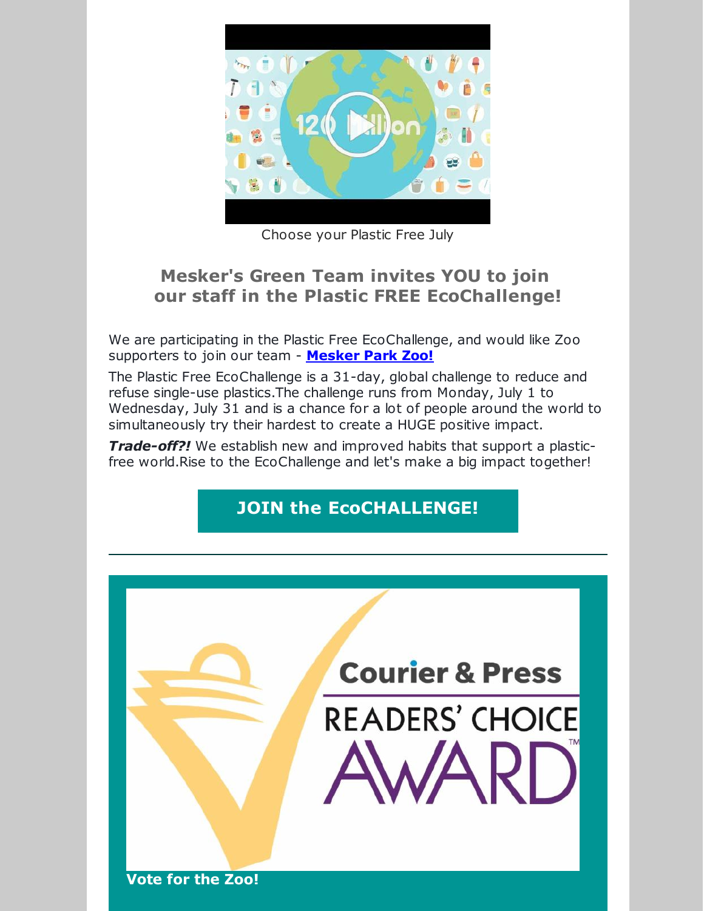Choose your Plastic Free July

## Mesker's Green Team invites YOU to join our staff in the Plastic FREE EcoChallenge!

We are participating in the Plastic Free EcoChallenge, and would like Zoo supporters to join our team - **Mesker Park Zoo!**

The Plastic Free EcoChallenge is a 31-day, global challenge to reduce and refuse single-use plastics.The challenge runs from Monday, July 1 to Wednesday, July 31 and is a chance for a lot of people around the world to simultaneously try their hardest to create a HUGE positive impact.

***Trade-off?!*** We establish new and improved habits that support a plastic-free world.Rise to the EcoChallenge and let's make a big impact together!

**JOIN the EcoCHALLENGE!**

---

Courier & Press READERS' CHOICE AWARD™

**Vote for the Zoo!**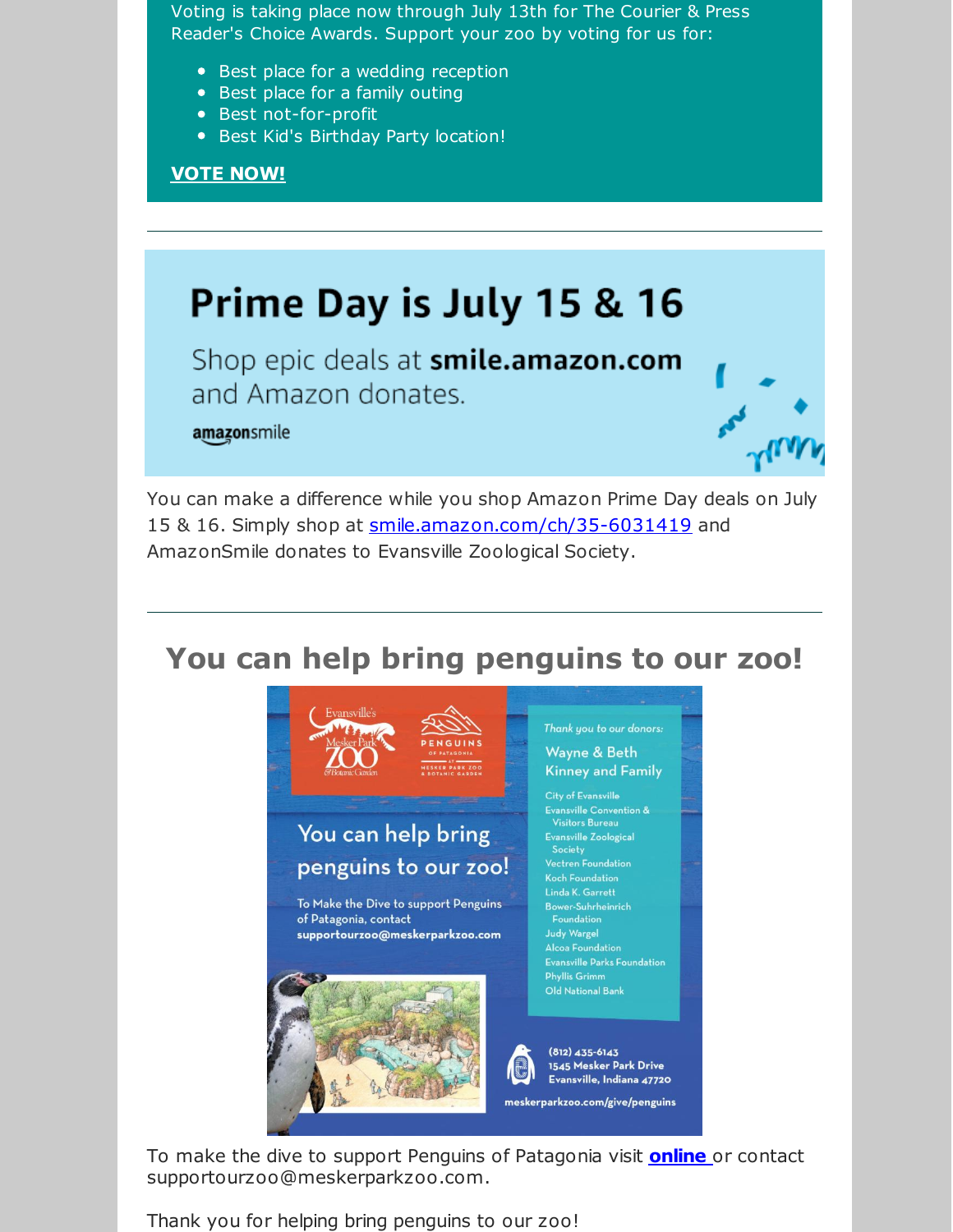Voting is taking place now through July 13th for The Courier & Press Reader's Choice Awards. Support your zoo by voting for us for:

- Best place for a wedding reception
- Best place for a family outing
- Best not-for-profit
- Best Kid's Birthday Party location!

**VOTE NOW!**

---

# Prime Day is July 15 & 16

Shop epic deals at **smile.amazon.com** and Amazon donates.

amazonsmile

You can make a difference while you shop Amazon Prime Day deals on July 15 & 16. Simply shop at smile.amazon.com/ch/35-6031419 and AmazonSmile donates to Evansville Zoological Society.

---

## You can help bring penguins to our zoo!

Evansville's Mesker Park Zoo & Botanic Garden

PENGUINS OF PATAGONIA AT MESKER PARK ZOO & BOTANIC GARDEN

You can help bring penguins to our zoo!

To Make the Dive to support Penguins of Patagonia, contact **supportourzoo@meskerparkzoo.com**

*Thank you to our donors:*

Wayne & Beth Kinney and Family

- City of Evansville
- Evansville Convention & Visitors Bureau
- Evansville Zoological Society
- Vectren Foundation
- Koch Foundation
- Linda K. Garrett
- Bower-Suhrheinrich Foundation
- Judy Wargel
- Alcoa Foundation
- Evansville Parks Foundation
- Phyllis Grimm
- Old National Bank

(812) 435-6143
1545 Mesker Park Drive
Evansville, Indiana 47720

meskerparkzoo.com/give/penguins

To make the dive to support Penguins of Patagonia visit **online** or contact supportourzoo@meskerparkzoo.com.

Thank you for helping bring penguins to our zoo!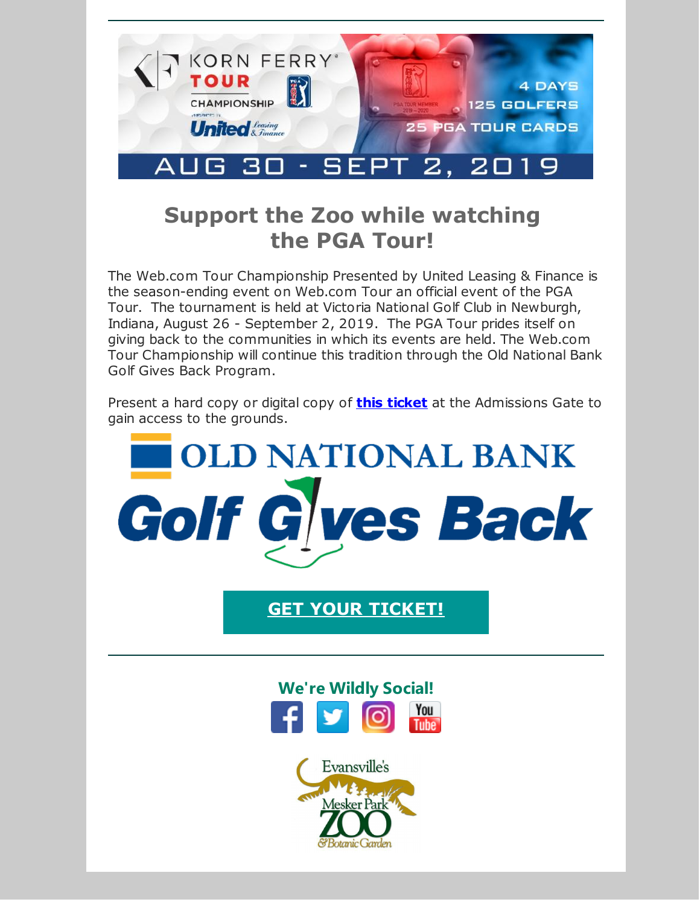KORN FERRY TOUR CHAMPIONSHIP

PRESENTED BY United Leasing & Finance

4 DAYS
125 GOLFERS
25 PGA TOUR CARDS

AUG 30 - SEPT 2, 2019

## Support the Zoo while watching the PGA Tour!

The Web.com Tour Championship Presented by United Leasing & Finance is the season-ending event on Web.com Tour an official event of the PGA Tour. The tournament is held at Victoria National Golf Club in Newburgh, Indiana, August 26 - September 2, 2019. The PGA Tour prides itself on giving back to the communities in which its events are held. The Web.com Tour Championship will continue this tradition through the Old National Bank Golf Gives Back Program.

Present a hard copy or digital copy of **this ticket** at the Admissions Gate to gain access to the grounds.

OLD NATIONAL BANK

Golf Gives Back

**GET YOUR TICKET!**

---

**We're Wildly Social!**

Evansville's Mesker Park Zoo & Botanic Garden